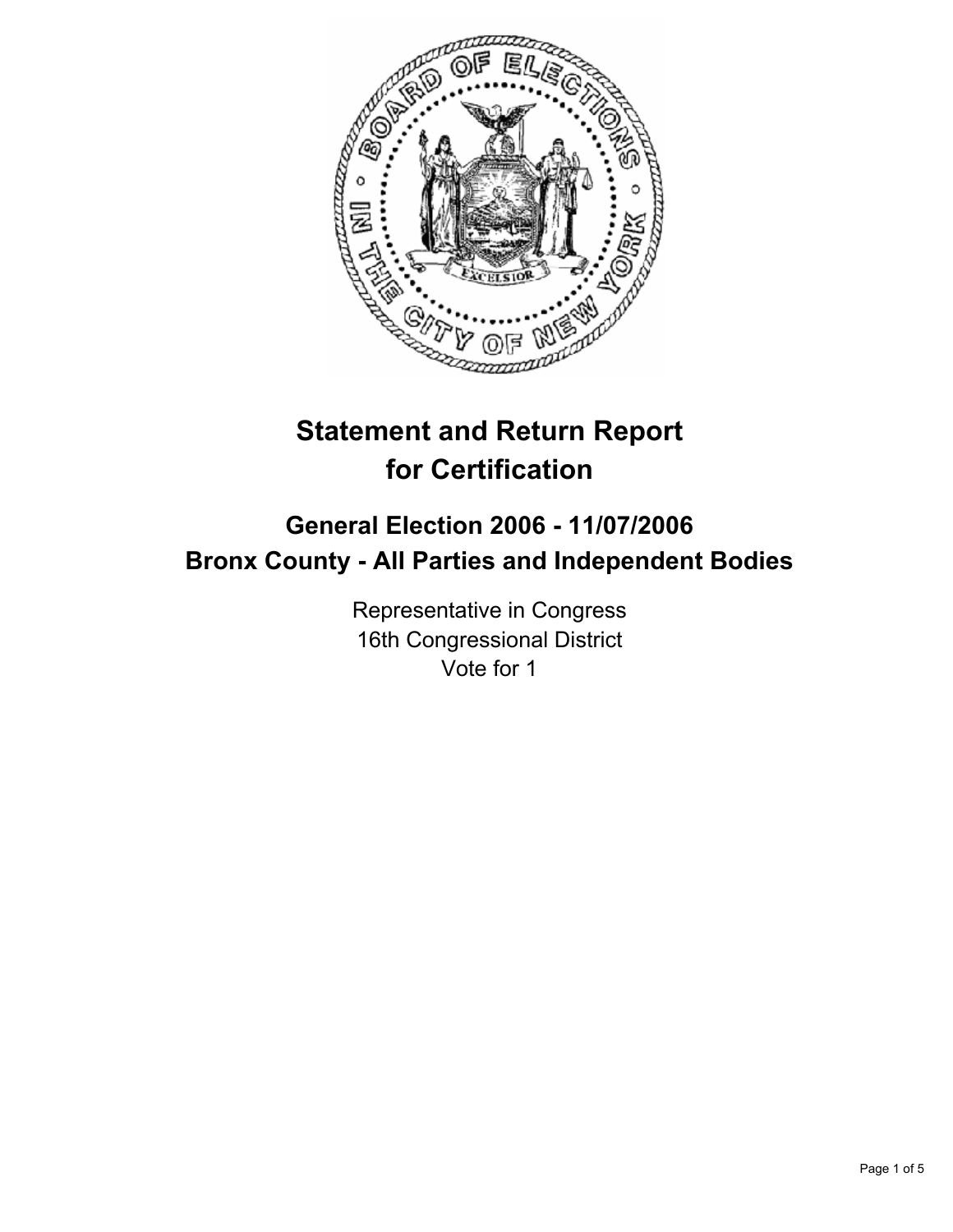# Statement and Return Report for Certification

## General Election 2006 - 11/07/2006
## Bronx County - All Parties and Independent Bodies

Representative in Congress
16th Congressional District
Vote for 1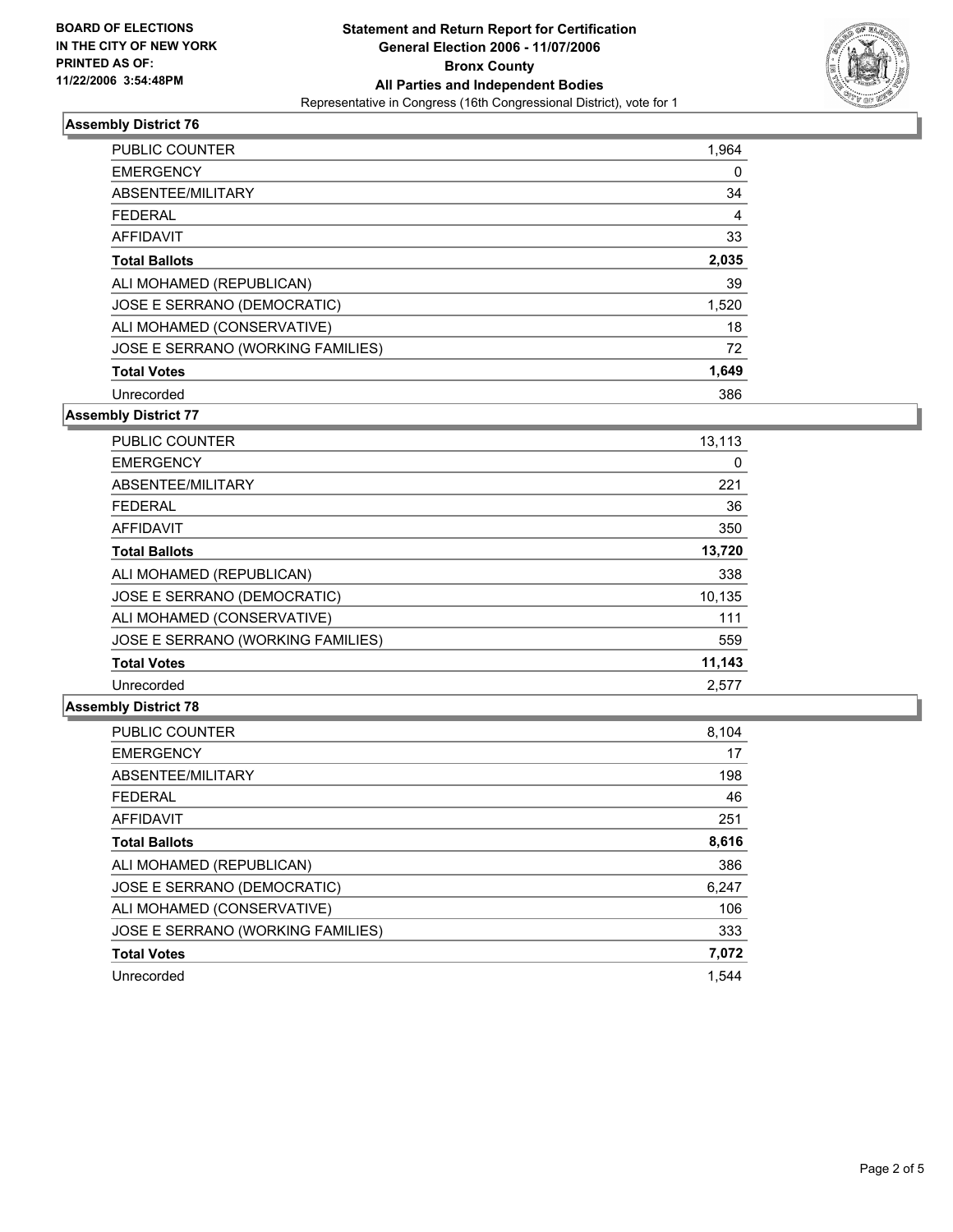**BOARD OF ELECTIONS IN THE CITY OF NEW YORK PRINTED AS OF: 11/22/2006 3:54:48PM**

# Statement and Return Report for Certification
## General Election 2006 - 11/07/2006
## Bronx County
## All Parties and Independent Bodies
Representative in Congress (16th Congressional District), vote for 1

### Assembly District 76

| | |
|---|---|
| PUBLIC COUNTER | 1,964 |
| EMERGENCY | 0 |
| ABSENTEE/MILITARY | 34 |
| FEDERAL | 4 |
| AFFIDAVIT | 33 |
| **Total Ballots** | **2,035** |
| ALI MOHAMED (REPUBLICAN) | 39 |
| JOSE E SERRANO (DEMOCRATIC) | 1,520 |
| ALI MOHAMED (CONSERVATIVE) | 18 |
| JOSE E SERRANO (WORKING FAMILIES) | 72 |
| **Total Votes** | **1,649** |
| Unrecorded | 386 |

### Assembly District 77

| | |
|---|---|
| PUBLIC COUNTER | 13,113 |
| EMERGENCY | 0 |
| ABSENTEE/MILITARY | 221 |
| FEDERAL | 36 |
| AFFIDAVIT | 350 |
| **Total Ballots** | **13,720** |
| ALI MOHAMED (REPUBLICAN) | 338 |
| JOSE E SERRANO (DEMOCRATIC) | 10,135 |
| ALI MOHAMED (CONSERVATIVE) | 111 |
| JOSE E SERRANO (WORKING FAMILIES) | 559 |
| **Total Votes** | **11,143** |
| Unrecorded | 2,577 |

### Assembly District 78

| | |
|---|---|
| PUBLIC COUNTER | 8,104 |
| EMERGENCY | 17 |
| ABSENTEE/MILITARY | 198 |
| FEDERAL | 46 |
| AFFIDAVIT | 251 |
| **Total Ballots** | **8,616** |
| ALI MOHAMED (REPUBLICAN) | 386 |
| JOSE E SERRANO (DEMOCRATIC) | 6,247 |
| ALI MOHAMED (CONSERVATIVE) | 106 |
| JOSE E SERRANO (WORKING FAMILIES) | 333 |
| **Total Votes** | **7,072** |
| Unrecorded | 1,544 |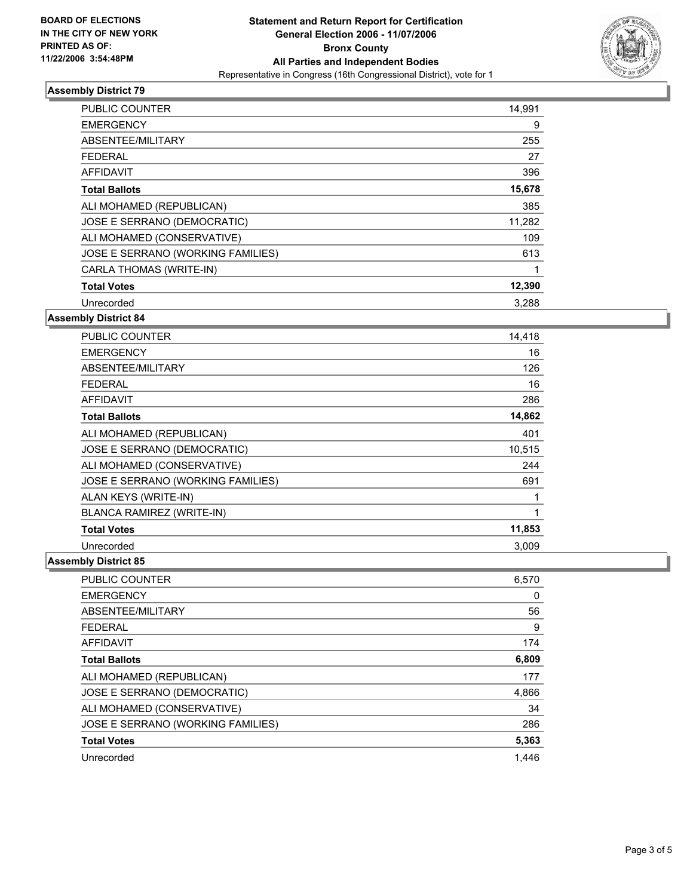**BOARD OF ELECTIONS IN THE CITY OF NEW YORK PRINTED AS OF: 11/22/2006 3:54:48PM**

# Statement and Return Report for Certification
## General Election 2006 - 11/07/2006
## Bronx County
## All Parties and Independent Bodies
Representative in Congress (16th Congressional District), vote for 1

### Assembly District 79

| | |
|---|---|
| PUBLIC COUNTER | 14,991 |
| EMERGENCY | 9 |
| ABSENTEE/MILITARY | 255 |
| FEDERAL | 27 |
| AFFIDAVIT | 396 |
| **Total Ballots** | **15,678** |
| ALI MOHAMED (REPUBLICAN) | 385 |
| JOSE E SERRANO (DEMOCRATIC) | 11,282 |
| ALI MOHAMED (CONSERVATIVE) | 109 |
| JOSE E SERRANO (WORKING FAMILIES) | 613 |
| CARLA THOMAS (WRITE-IN) | 1 |
| **Total Votes** | **12,390** |
| Unrecorded | 3,288 |

### Assembly District 84

| | |
|---|---|
| PUBLIC COUNTER | 14,418 |
| EMERGENCY | 16 |
| ABSENTEE/MILITARY | 126 |
| FEDERAL | 16 |
| AFFIDAVIT | 286 |
| **Total Ballots** | **14,862** |
| ALI MOHAMED (REPUBLICAN) | 401 |
| JOSE E SERRANO (DEMOCRATIC) | 10,515 |
| ALI MOHAMED (CONSERVATIVE) | 244 |
| JOSE E SERRANO (WORKING FAMILIES) | 691 |
| ALAN KEYS (WRITE-IN) | 1 |
| BLANCA RAMIREZ (WRITE-IN) | 1 |
| **Total Votes** | **11,853** |
| Unrecorded | 3,009 |

### Assembly District 85

| | |
|---|---|
| PUBLIC COUNTER | 6,570 |
| EMERGENCY | 0 |
| ABSENTEE/MILITARY | 56 |
| FEDERAL | 9 |
| AFFIDAVIT | 174 |
| **Total Ballots** | **6,809** |
| ALI MOHAMED (REPUBLICAN) | 177 |
| JOSE E SERRANO (DEMOCRATIC) | 4,866 |
| ALI MOHAMED (CONSERVATIVE) | 34 |
| JOSE E SERRANO (WORKING FAMILIES) | 286 |
| **Total Votes** | **5,363** |
| Unrecorded | 1,446 |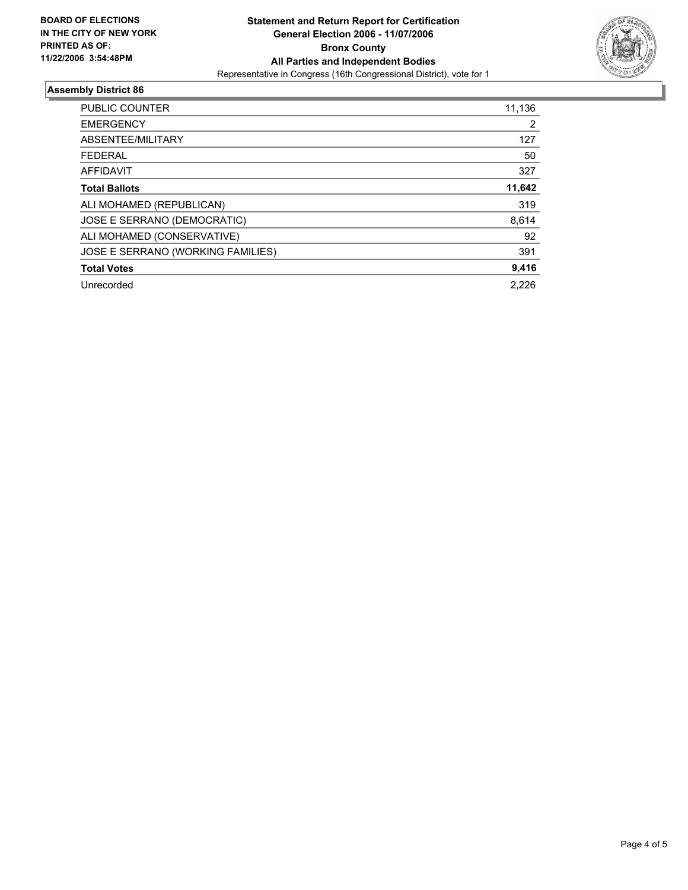**BOARD OF ELECTIONS IN THE CITY OF NEW YORK PRINTED AS OF: 11/22/2006 3:54:48PM**

**Statement and Return Report for Certification**
**General Election 2006 - 11/07/2006**
**Bronx County**
**All Parties and Independent Bodies**
Representative in Congress (16th Congressional District), vote for 1

## Assembly District 86

| | |
|---|---|
| PUBLIC COUNTER | 11,136 |
| EMERGENCY | 2 |
| ABSENTEE/MILITARY | 127 |
| FEDERAL | 50 |
| AFFIDAVIT | 327 |
| **Total Ballots** | **11,642** |
| ALI MOHAMED (REPUBLICAN) | 319 |
| JOSE E SERRANO (DEMOCRATIC) | 8,614 |
| ALI MOHAMED (CONSERVATIVE) | 92 |
| JOSE E SERRANO (WORKING FAMILIES) | 391 |
| **Total Votes** | **9,416** |
| Unrecorded | 2,226 |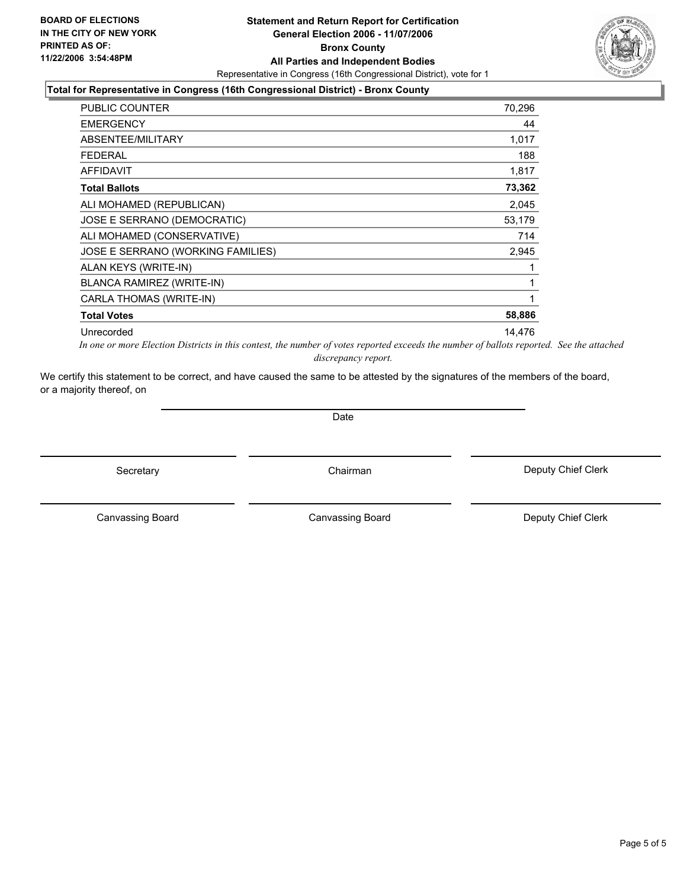**BOARD OF ELECTIONS IN THE CITY OF NEW YORK**
**PRINTED AS OF:**
**11/22/2006 3:54:48PM**

**Statement and Return Report for Certification**
**General Election 2006 - 11/07/2006**
**Bronx County**
**All Parties and Independent Bodies**
Representative in Congress (16th Congressional District), vote for 1

**Total for Representative in Congress (16th Congressional District) - Bronx County**

| | |
|---|---|
| PUBLIC COUNTER | 70,296 |
| EMERGENCY | 44 |
| ABSENTEE/MILITARY | 1,017 |
| FEDERAL | 188 |
| AFFIDAVIT | 1,817 |
| **Total Ballots** | **73,362** |
| ALI MOHAMED (REPUBLICAN) | 2,045 |
| JOSE E SERRANO (DEMOCRATIC) | 53,179 |
| ALI MOHAMED (CONSERVATIVE) | 714 |
| JOSE E SERRANO (WORKING FAMILIES) | 2,945 |
| ALAN KEYS (WRITE-IN) | 1 |
| BLANCA RAMIREZ (WRITE-IN) | 1 |
| CARLA THOMAS (WRITE-IN) | 1 |
| **Total Votes** | **58,886** |
| Unrecorded | 14,476 |

*In one or more Election Districts in this contest, the number of votes reported exceeds the number of ballots reported. See the attached discrepancy report.*

We certify this statement to be correct, and have caused the same to be attested by the signatures of the members of the board, or a majority thereof, on

Date

Secretary | Chairman | Deputy Chief Clerk

Canvassing Board | Canvassing Board | Deputy Chief Clerk